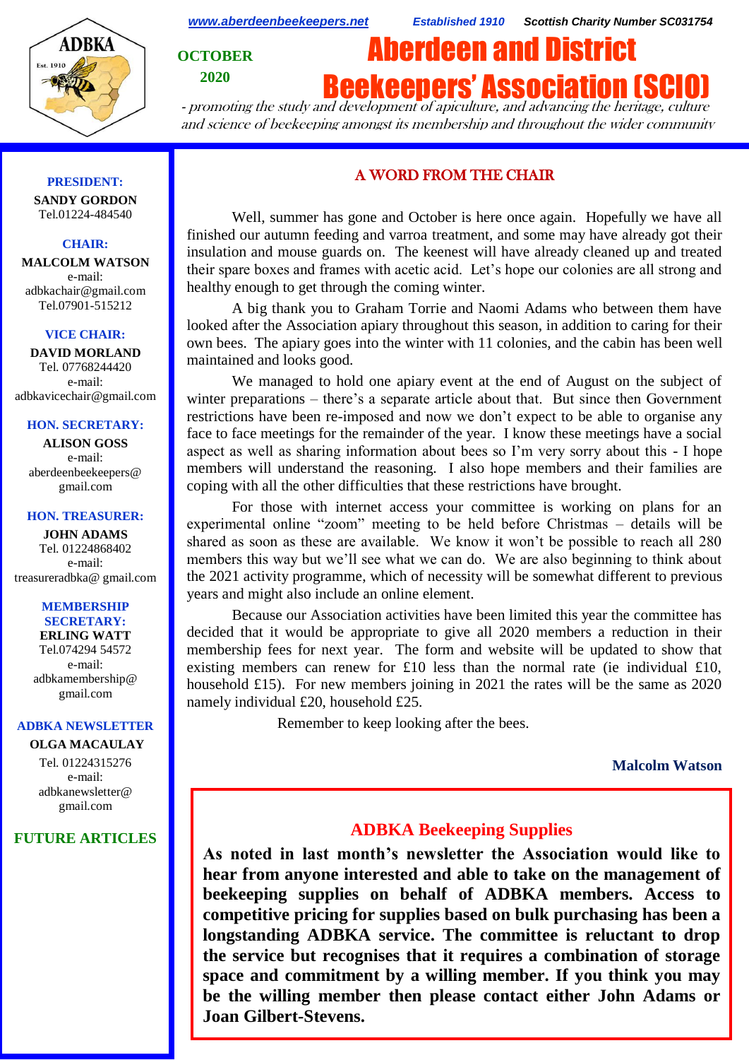www.aberdeenbeekeepers.net *Established 1910* ***Scottish Charity Number SC031754***

**OCTOBER 2020**

# Aberdeen and District Beekeepers' Association (SCIO)

*- promoting the study and development of apiculture, and advancing the heritage, culture and science of beekeeping amongst its membership and throughout the wider community*

**PRESIDENT:**
**SANDY GORDON**
Tel.01224-484540

**CHAIR:**
**MALCOLM WATSON**
e-mail: adbkachair@gmail.com
Tel.07901-515212

**VICE CHAIR:**
**DAVID MORLAND**
Tel. 07768244420
e-mail: adbkavicechair@gmail.com

**HON. SECRETARY:**
**ALISON GOSS**
e-mail: aberdeenbeekeepers@gmail.com

**HON. TREASURER:**
**JOHN ADAMS**
Tel. 01224868402
e-mail: treasureradbka@ gmail.com

**MEMBERSHIP SECRETARY:**
**ERLING WATT**
Tel.074294 54572
e-mail: adbkamembership@gmail.com

**ADBKA NEWSLETTER**
**OLGA MACAULAY**
Tel. 01224315276
e-mail: adbkanewsletter@gmail.com

**FUTURE ARTICLES**

## A WORD FROM THE CHAIR

Well, summer has gone and October is here once again. Hopefully we have all finished our autumn feeding and varroa treatment, and some may have already got their insulation and mouse guards on. The keenest will have already cleaned up and treated their spare boxes and frames with acetic acid. Let's hope our colonies are all strong and healthy enough to get through the coming winter.

A big thank you to Graham Torrie and Naomi Adams who between them have looked after the Association apiary throughout this season, in addition to caring for their own bees. The apiary goes into the winter with 11 colonies, and the cabin has been well maintained and looks good.

We managed to hold one apiary event at the end of August on the subject of winter preparations – there's a separate article about that. But since then Government restrictions have been re-imposed and now we don't expect to be able to organise any face to face meetings for the remainder of the year. I know these meetings have a social aspect as well as sharing information about bees so I'm very sorry about this - I hope members will understand the reasoning. I also hope members and their families are coping with all the other difficulties that these restrictions have brought.

For those with internet access your committee is working on plans for an experimental online "zoom" meeting to be held before Christmas – details will be shared as soon as these are available. We know it won't be possible to reach all 280 members this way but we'll see what we can do. We are also beginning to think about the 2021 activity programme, which of necessity will be somewhat different to previous years and might also include an online element.

Because our Association activities have been limited this year the committee has decided that it would be appropriate to give all 2020 members a reduction in their membership fees for next year. The form and website will be updated to show that existing members can renew for £10 less than the normal rate (ie individual £10, household £15). For new members joining in 2021 the rates will be the same as 2020 namely individual £20, household £25.

Remember to keep looking after the bees.

**Malcolm Watson**

## ADBKA Beekeeping Supplies

**As noted in last month's newsletter the Association would like to hear from anyone interested and able to take on the management of beekeeping supplies on behalf of ADBKA members. Access to competitive pricing for supplies based on bulk purchasing has been a longstanding ADBKA service. The committee is reluctant to drop the service but recognises that it requires a combination of storage space and commitment by a willing member. If you think you may be the willing member then please contact either John Adams or Joan Gilbert-Stevens.**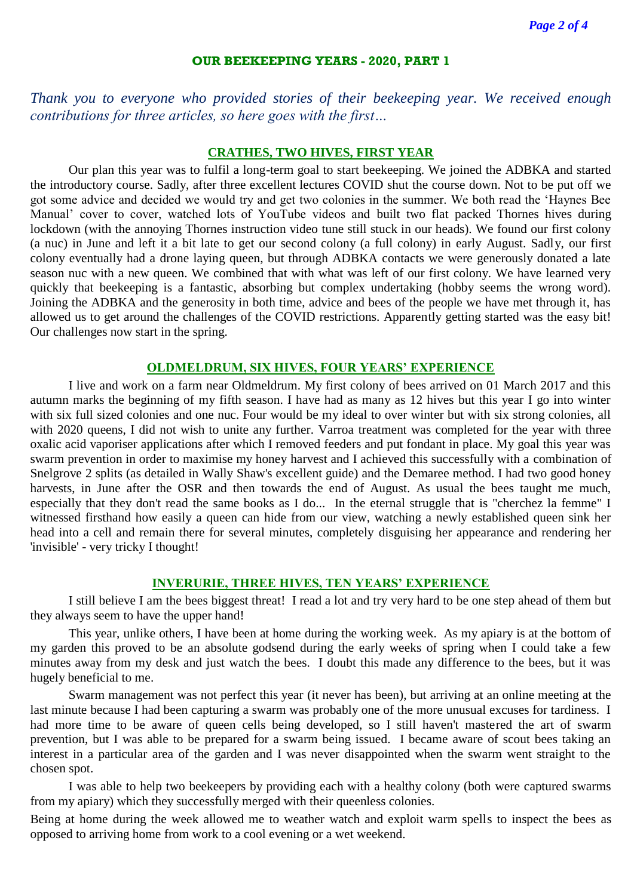## OUR BEEKEEPING YEARS - 2020, PART 1

*Thank you to everyone who provided stories of their beekeeping year. We received enough contributions for three articles, so here goes with the first…*

### CRATHES, TWO HIVES, FIRST YEAR

Our plan this year was to fulfil a long-term goal to start beekeeping. We joined the ADBKA and started the introductory course. Sadly, after three excellent lectures COVID shut the course down. Not to be put off we got some advice and decided we would try and get two colonies in the summer. We both read the 'Haynes Bee Manual' cover to cover, watched lots of YouTube videos and built two flat packed Thornes hives during lockdown (with the annoying Thornes instruction video tune still stuck in our heads). We found our first colony (a nuc) in June and left it a bit late to get our second colony (a full colony) in early August. Sadly, our first colony eventually had a drone laying queen, but through ADBKA contacts we were generously donated a late season nuc with a new queen. We combined that with what was left of our first colony. We have learned very quickly that beekeeping is a fantastic, absorbing but complex undertaking (hobby seems the wrong word). Joining the ADBKA and the generosity in both time, advice and bees of the people we have met through it, has allowed us to get around the challenges of the COVID restrictions. Apparently getting started was the easy bit! Our challenges now start in the spring.

### OLDMELDRUM, SIX HIVES, FOUR YEARS' EXPERIENCE

I live and work on a farm near Oldmeldrum. My first colony of bees arrived on 01 March 2017 and this autumn marks the beginning of my fifth season. I have had as many as 12 hives but this year I go into winter with six full sized colonies and one nuc. Four would be my ideal to over winter but with six strong colonies, all with 2020 queens, I did not wish to unite any further. Varroa treatment was completed for the year with three oxalic acid vaporiser applications after which I removed feeders and put fondant in place. My goal this year was swarm prevention in order to maximise my honey harvest and I achieved this successfully with a combination of Snelgrove 2 splits (as detailed in Wally Shaw's excellent guide) and the Demaree method. I had two good honey harvests, in June after the OSR and then towards the end of August. As usual the bees taught me much, especially that they don't read the same books as I do... In the eternal struggle that is "cherchez la femme" I witnessed firsthand how easily a queen can hide from our view, watching a newly established queen sink her head into a cell and remain there for several minutes, completely disguising her appearance and rendering her 'invisible' - very tricky I thought!

### INVERURIE, THREE HIVES, TEN YEARS' EXPERIENCE

I still believe I am the bees biggest threat! I read a lot and try very hard to be one step ahead of them but they always seem to have the upper hand!

This year, unlike others, I have been at home during the working week. As my apiary is at the bottom of my garden this proved to be an absolute godsend during the early weeks of spring when I could take a few minutes away from my desk and just watch the bees. I doubt this made any difference to the bees, but it was hugely beneficial to me.

Swarm management was not perfect this year (it never has been), but arriving at an online meeting at the last minute because I had been capturing a swarm was probably one of the more unusual excuses for tardiness. I had more time to be aware of queen cells being developed, so I still haven't mastered the art of swarm prevention, but I was able to be prepared for a swarm being issued. I became aware of scout bees taking an interest in a particular area of the garden and I was never disappointed when the swarm went straight to the chosen spot.

I was able to help two beekeepers by providing each with a healthy colony (both were captured swarms from my apiary) which they successfully merged with their queenless colonies.

Being at home during the week allowed me to weather watch and exploit warm spells to inspect the bees as opposed to arriving home from work to a cool evening or a wet weekend.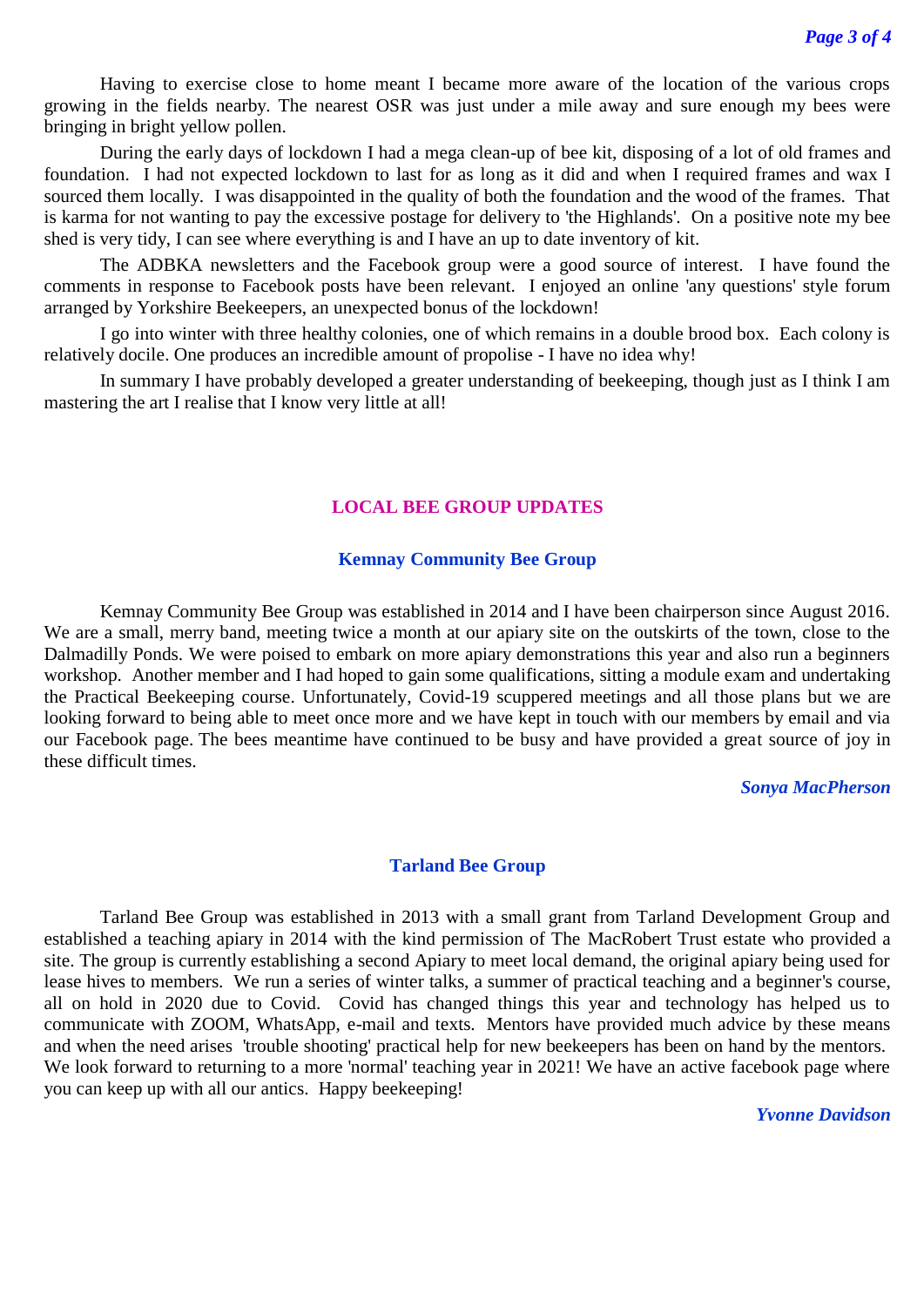Having to exercise close to home meant I became more aware of the location of the various crops growing in the fields nearby. The nearest OSR was just under a mile away and sure enough my bees were bringing in bright yellow pollen.

During the early days of lockdown I had a mega clean-up of bee kit, disposing of a lot of old frames and foundation. I had not expected lockdown to last for as long as it did and when I required frames and wax I sourced them locally. I was disappointed in the quality of both the foundation and the wood of the frames. That is karma for not wanting to pay the excessive postage for delivery to 'the Highlands'. On a positive note my bee shed is very tidy, I can see where everything is and I have an up to date inventory of kit.

The ADBKA newsletters and the Facebook group were a good source of interest. I have found the comments in response to Facebook posts have been relevant. I enjoyed an online 'any questions' style forum arranged by Yorkshire Beekeepers, an unexpected bonus of the lockdown!

I go into winter with three healthy colonies, one of which remains in a double brood box. Each colony is relatively docile. One produces an incredible amount of propolise - I have no idea why!

In summary I have probably developed a greater understanding of beekeeping, though just as I think I am mastering the art I realise that I know very little at all!

## LOCAL BEE GROUP UPDATES

### Kemnay Community Bee Group

Kemnay Community Bee Group was established in 2014 and I have been chairperson since August 2016. We are a small, merry band, meeting twice a month at our apiary site on the outskirts of the town, close to the Dalmadilly Ponds. We were poised to embark on more apiary demonstrations this year and also run a beginners workshop. Another member and I had hoped to gain some qualifications, sitting a module exam and undertaking the Practical Beekeeping course. Unfortunately, Covid-19 scuppered meetings and all those plans but we are looking forward to being able to meet once more and we have kept in touch with our members by email and via our Facebook page. The bees meantime have continued to be busy and have provided a great source of joy in these difficult times.

***Sonya MacPherson***

### Tarland Bee Group

Tarland Bee Group was established in 2013 with a small grant from Tarland Development Group and established a teaching apiary in 2014 with the kind permission of The MacRobert Trust estate who provided a site. The group is currently establishing a second Apiary to meet local demand, the original apiary being used for lease hives to members. We run a series of winter talks, a summer of practical teaching and a beginner's course, all on hold in 2020 due to Covid. Covid has changed things this year and technology has helped us to communicate with ZOOM, WhatsApp, e-mail and texts. Mentors have provided much advice by these means and when the need arises 'trouble shooting' practical help for new beekeepers has been on hand by the mentors. We look forward to returning to a more 'normal' teaching year in 2021! We have an active facebook page where you can keep up with all our antics. Happy beekeeping!

***Yvonne Davidson***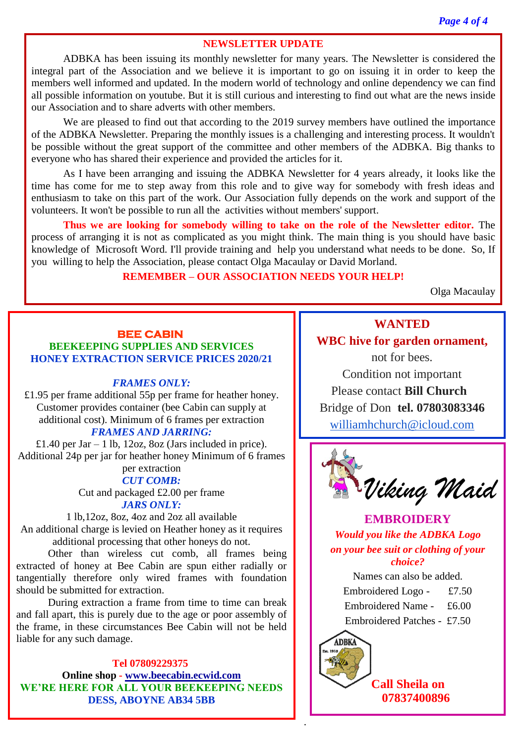## NEWSLETTER UPDATE

ADBKA has been issuing its monthly newsletter for many years. The Newsletter is considered the integral part of the Association and we believe it is important to go on issuing it in order to keep the members well informed and updated. In the modern world of technology and online dependency we can find all possible information on youtube. But it is still curious and interesting to find out what are the news inside our Association and to share adverts with other members.

We are pleased to find out that according to the 2019 survey members have outlined the importance of the ADBKA Newsletter. Preparing the monthly issues is a challenging and interesting process. It wouldn't be possible without the great support of the committee and other members of the ADBKA. Big thanks to everyone who has shared their experience and provided the articles for it.

As I have been arranging and issuing the ADBKA Newsletter for 4 years already, it looks like the time has come for me to step away from this role and to give way for somebody with fresh ideas and enthusiasm to take on this part of the work. Our Association fully depends on the work and support of the volunteers. It won't be possible to run all the activities without members' support.

**Thus we are looking for somebody willing to take on the role of the Newsletter editor.** The process of arranging it is not as complicated as you might think. The main thing is you should have basic knowledge of Microsoft Word. I'll provide training and help you understand what needs to be done. So, If you willing to help the Association, please contact Olga Macaulay or David Morland.

**REMEMBER – OUR ASSOCIATION NEEDS YOUR HELP!**

Olga Macaulay

## BEE CABIN

**BEEKEEPING SUPPLIES AND SERVICES**

**HONEY EXTRACTION SERVICE PRICES 2020/21**

***FRAMES ONLY:***

£1.95 per frame additional 55p per frame for heather honey. Customer provides container (bee Cabin can supply at additional cost). Minimum of 6 frames per extraction

***FRAMES AND JARRING:***

£1.40 per Jar – 1 lb, 12oz, 8oz (Jars included in price). Additional 24p per jar for heather honey Minimum of 6 frames per extraction

***CUT COMB:***

Cut and packaged £2.00 per frame

***JARS ONLY:***

1 lb,12oz, 8oz, 4oz and 2oz all available

An additional charge is levied on Heather honey as it requires additional processing that other honeys do not.

Other than wireless cut comb, all frames being extracted of honey at Bee Cabin are spun either radially or tangentially therefore only wired frames with foundation should be submitted for extraction.

During extraction a frame from time to time can break and fall apart, this is purely due to the age or poor assembly of the frame, in these circumstances Bee Cabin will not be held liable for any such damage.

**Tel 07809229375**

**Online shop - www.beecabin.ecwid.com**

**WE'RE HERE FOR ALL YOUR BEEKEEPING NEEDS**

**DESS, ABOYNE AB34 5BB**

## WANTED

**WBC hive for garden ornament,**

not for bees.

Condition not important

Please contact **Bill Church**

Bridge of Don **tel. 07803083346**

williamhchurch@icloud.com

## Viking Maid

**EMBROIDERY**

***Would you like the ADBKA Logo on your bee suit or clothing of your choice?***

Names can also be added.

Embroidered Logo - £7.50

Embroidered Name - £6.00

Embroidered Patches - £7.50

ADBKA Est. 1910

**Call Sheila on 07837400896**